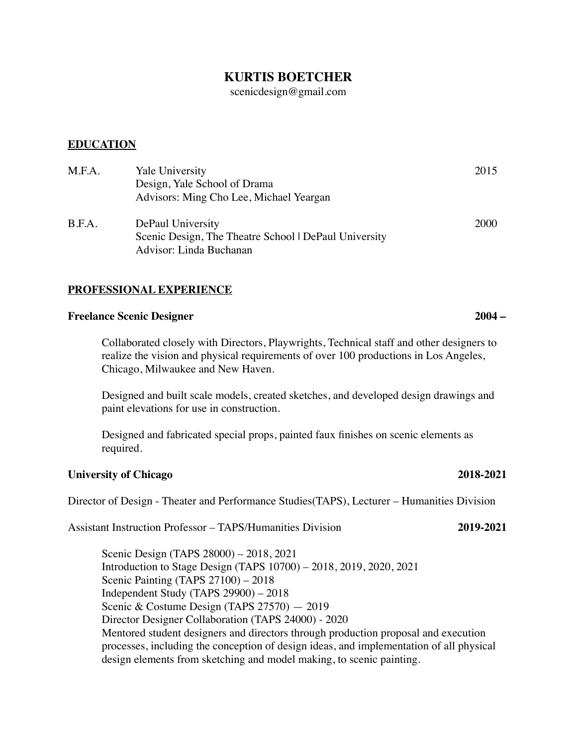# KURTIS BOETCHER

scenicdesign@gmail.com

## EDUCATION

**M.F.A.** Yale University — 2015
Design, Yale School of Drama
Advisors: Ming Cho Lee, Michael Yeargan

**B.F.A.** DePaul University — 2000
Scenic Design, The Theatre School | DePaul University
Advisor: Linda Buchanan

## PROFESSIONAL EXPERIENCE

**Freelance Scenic Designer** — **2004 –**

Collaborated closely with Directors, Playwrights, Technical staff and other designers to realize the vision and physical requirements of over 100 productions in Los Angeles, Chicago, Milwaukee and New Haven.

Designed and built scale models, created sketches, and developed design drawings and paint elevations for use in construction.

Designed and fabricated special props, painted faux finishes on scenic elements as required.

**University of Chicago** — **2018-2021**

Director of Design - Theater and Performance Studies(TAPS), Lecturer – Humanities Division

Assistant Instruction Professor – TAPS/Humanities Division — **2019-2021**

Scenic Design (TAPS 28000) – 2018, 2021
Introduction to Stage Design (TAPS 10700) – 2018, 2019, 2020, 2021
Scenic Painting (TAPS 27100) – 2018
Independent Study (TAPS 29900) – 2018
Scenic & Costume Design (TAPS 27570) — 2019
Director Designer Collaboration (TAPS 24000) - 2020
Mentored student designers and directors through production proposal and execution processes, including the conception of design ideas, and implementation of all physical design elements from sketching and model making, to scenic painting.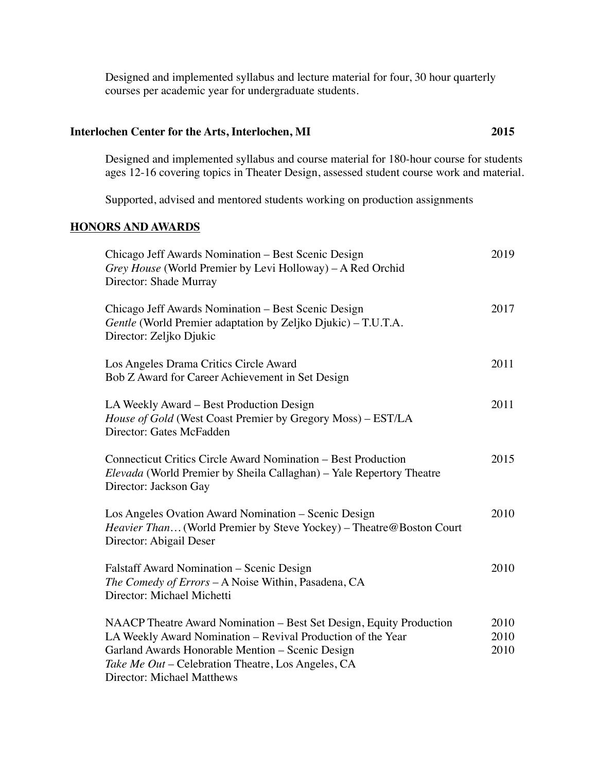Designed and implemented syllabus and lecture material for four, 30 hour quarterly courses per academic year for undergraduate students.

**Interlochen Center for the Arts, Interlochen, MI** **2015**

Designed and implemented syllabus and course material for 180-hour course for students ages 12-16 covering topics in Theater Design, assessed student course work and material.

Supported, advised and mentored students working on production assignments

## HONORS AND AWARDS

Chicago Jeff Awards Nomination – Best Scenic Design 2019
*Grey House* (World Premier by Levi Holloway) – A Red Orchid
Director: Shade Murray

Chicago Jeff Awards Nomination – Best Scenic Design 2017
*Gentle* (World Premier adaptation by Zeljko Djukic) – T.U.T.A.
Director: Zeljko Djukic

Los Angeles Drama Critics Circle Award 2011
Bob Z Award for Career Achievement in Set Design

LA Weekly Award – Best Production Design 2011
*House of Gold* (West Coast Premier by Gregory Moss) – EST/LA
Director: Gates McFadden

Connecticut Critics Circle Award Nomination – Best Production 2015
*Elevada* (World Premier by Sheila Callaghan) – Yale Repertory Theatre
Director: Jackson Gay

Los Angeles Ovation Award Nomination – Scenic Design 2010
*Heavier Than…* (World Premier by Steve Yockey) – Theatre@Boston Court
Director: Abigail Deser

Falstaff Award Nomination – Scenic Design 2010
*The Comedy of Errors* – A Noise Within, Pasadena, CA
Director: Michael Michetti

NAACP Theatre Award Nomination – Best Set Design, Equity Production 2010
LA Weekly Award Nomination – Revival Production of the Year 2010
Garland Awards Honorable Mention – Scenic Design 2010
*Take Me Out* – Celebration Theatre, Los Angeles, CA
Director: Michael Matthews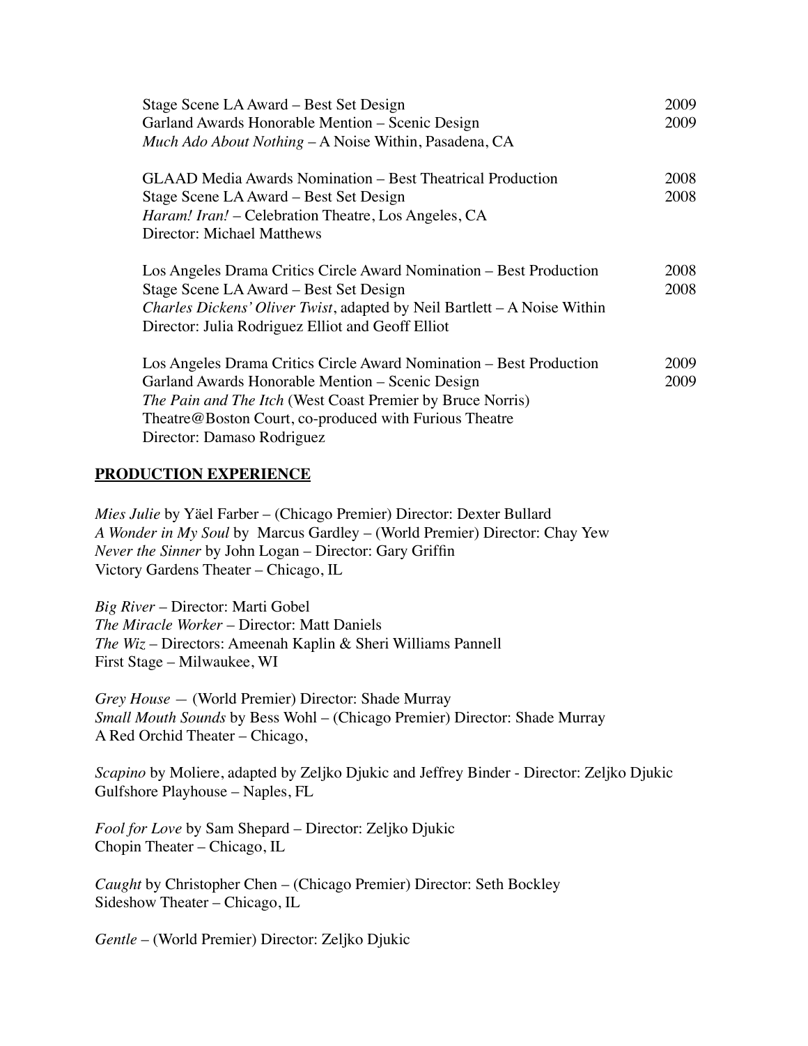Stage Scene LA Award – Best Set Design 2009
Garland Awards Honorable Mention – Scenic Design 2009
*Much Ado About Nothing* – A Noise Within, Pasadena, CA

GLAAD Media Awards Nomination – Best Theatrical Production 2008
Stage Scene LA Award – Best Set Design 2008
*Haram! Iran!* – Celebration Theatre, Los Angeles, CA
Director: Michael Matthews

Los Angeles Drama Critics Circle Award Nomination – Best Production 2008
Stage Scene LA Award – Best Set Design 2008
*Charles Dickens' Oliver Twist*, adapted by Neil Bartlett – A Noise Within
Director: Julia Rodriguez Elliot and Geoff Elliot

Los Angeles Drama Critics Circle Award Nomination – Best Production 2009
Garland Awards Honorable Mention – Scenic Design 2009
*The Pain and The Itch* (West Coast Premier by Bruce Norris)
Theatre@Boston Court, co-produced with Furious Theatre
Director: Damaso Rodriguez

## **PRODUCTION EXPERIENCE**

*Mies Julie* by Yäel Farber – (Chicago Premier) Director: Dexter Bullard
*A Wonder in My Soul* by Marcus Gardley – (World Premier) Director: Chay Yew
*Never the Sinner* by John Logan – Director: Gary Griffin
Victory Gardens Theater – Chicago, IL

*Big River* – Director: Marti Gobel
*The Miracle Worker* – Director: Matt Daniels
*The Wiz* – Directors: Ameenah Kaplin & Sheri Williams Pannell
First Stage – Milwaukee, WI

*Grey House* — (World Premier) Director: Shade Murray
*Small Mouth Sounds* by Bess Wohl – (Chicago Premier) Director: Shade Murray
A Red Orchid Theater – Chicago,

*Scapino* by Moliere, adapted by Zeljko Djukic and Jeffrey Binder - Director: Zeljko Djukic
Gulfshore Playhouse – Naples, FL

*Fool for Love* by Sam Shepard – Director: Zeljko Djukic
Chopin Theater – Chicago, IL

*Caught* by Christopher Chen – (Chicago Premier) Director: Seth Bockley
Sideshow Theater – Chicago, IL

*Gentle* – (World Premier) Director: Zeljko Djukic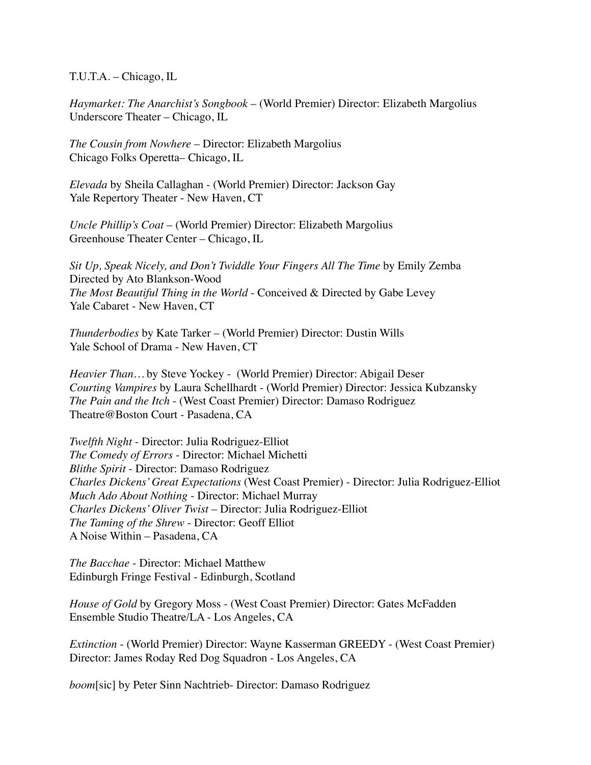T.U.T.A. – Chicago, IL

*Haymarket: The Anarchist's Songbook* – (World Premier) Director: Elizabeth Margolius
Underscore Theater – Chicago, IL

*The Cousin from Nowhere* – Director: Elizabeth Margolius
Chicago Folks Operetta– Chicago, IL

*Elevada* by Sheila Callaghan - (World Premier) Director: Jackson Gay
Yale Repertory Theater - New Haven, CT

*Uncle Phillip's Coat* – (World Premier) Director: Elizabeth Margolius
Greenhouse Theater Center – Chicago, IL

*Sit Up, Speak Nicely, and Don't Twiddle Your Fingers All The Time* by Emily Zemba
Directed by Ato Blankson-Wood
*The Most Beautiful Thing in the World* - Conceived & Directed by Gabe Levey
Yale Cabaret - New Haven, CT

*Thunderbodies* by Kate Tarker – (World Premier) Director: Dustin Wills
Yale School of Drama - New Haven, CT

*Heavier Than…* by Steve Yockey - (World Premier) Director: Abigail Deser
*Courting Vampires* by Laura Schellhardt - (World Premier) Director: Jessica Kubzansky
*The Pain and the Itch* - (West Coast Premier) Director: Damaso Rodriguez
Theatre@Boston Court - Pasadena, CA

*Twelfth Night* - Director: Julia Rodriguez-Elliot
*The Comedy of Errors* - Director: Michael Michetti
*Blithe Spirit* - Director: Damaso Rodriguez
*Charles Dickens' Great Expectations* (West Coast Premier) - Director: Julia Rodriguez-Elliot
*Much Ado About Nothing* - Director: Michael Murray
*Charles Dickens' Oliver Twist* – Director: Julia Rodriguez-Elliot
*The Taming of the Shrew* - Director: Geoff Elliot
A Noise Within – Pasadena, CA

*The Bacchae* - Director: Michael Matthew
Edinburgh Fringe Festival - Edinburgh, Scotland

*House of Gold* by Gregory Moss - (West Coast Premier) Director: Gates McFadden
Ensemble Studio Theatre/LA - Los Angeles, CA

*Extinction* - (World Premier) Director: Wayne Kasserman GREEDY - (West Coast Premier) Director: James Roday Red Dog Squadron - Los Angeles, CA

*boom*[sic] by Peter Sinn Nachtrieb- Director: Damaso Rodriguez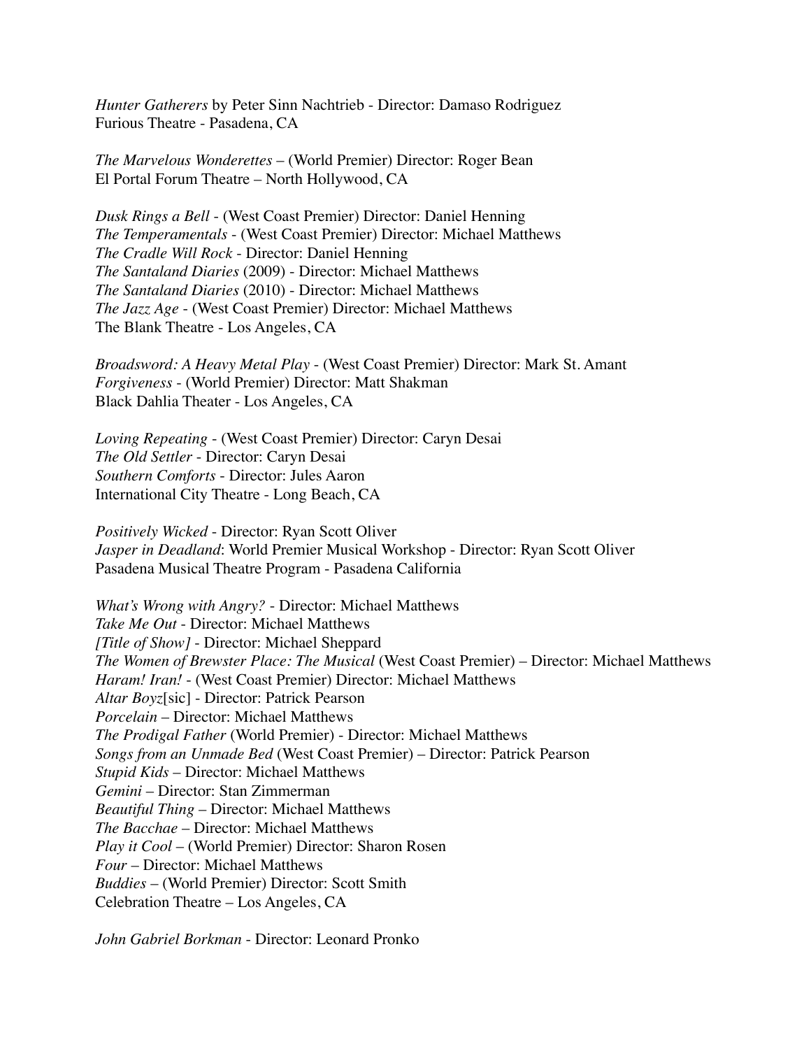*Hunter Gatherers* by Peter Sinn Nachtrieb - Director: Damaso Rodriguez
Furious Theatre - Pasadena, CA

*The Marvelous Wonderettes* – (World Premier) Director: Roger Bean
El Portal Forum Theatre – North Hollywood, CA

*Dusk Rings a Bell* - (West Coast Premier) Director: Daniel Henning
*The Temperamentals* - (West Coast Premier) Director: Michael Matthews
*The Cradle Will Rock* - Director: Daniel Henning
*The Santaland Diaries* (2009) - Director: Michael Matthews
*The Santaland Diaries* (2010) - Director: Michael Matthews
*The Jazz Age* - (West Coast Premier) Director: Michael Matthews
The Blank Theatre - Los Angeles, CA

*Broadsword: A Heavy Metal Play* - (West Coast Premier) Director: Mark St. Amant
*Forgiveness* - (World Premier) Director: Matt Shakman
Black Dahlia Theater - Los Angeles, CA

*Loving Repeating* - (West Coast Premier) Director: Caryn Desai
*The Old Settler* - Director: Caryn Desai
*Southern Comforts* - Director: Jules Aaron
International City Theatre - Long Beach, CA

*Positively Wicked* - Director: Ryan Scott Oliver
*Jasper in Deadland*: World Premier Musical Workshop - Director: Ryan Scott Oliver
Pasadena Musical Theatre Program - Pasadena California

*What's Wrong with Angry?* - Director: Michael Matthews
*Take Me Out* - Director: Michael Matthews
*[Title of Show]* - Director: Michael Sheppard
*The Women of Brewster Place: The Musical* (West Coast Premier) – Director: Michael Matthews
*Haram! Iran!* - (West Coast Premier) Director: Michael Matthews
*Altar Boyz*[sic] - Director: Patrick Pearson
*Porcelain* – Director: Michael Matthews
*The Prodigal Father* (World Premier) - Director: Michael Matthews
*Songs from an Unmade Bed* (West Coast Premier) – Director: Patrick Pearson
*Stupid Kids* – Director: Michael Matthews
*Gemini* – Director: Stan Zimmerman
*Beautiful Thing* – Director: Michael Matthews
*The Bacchae* – Director: Michael Matthews
*Play it Cool* – (World Premier) Director: Sharon Rosen
*Four* – Director: Michael Matthews
*Buddies* – (World Premier) Director: Scott Smith
Celebration Theatre – Los Angeles, CA

*John Gabriel Borkman* - Director: Leonard Pronko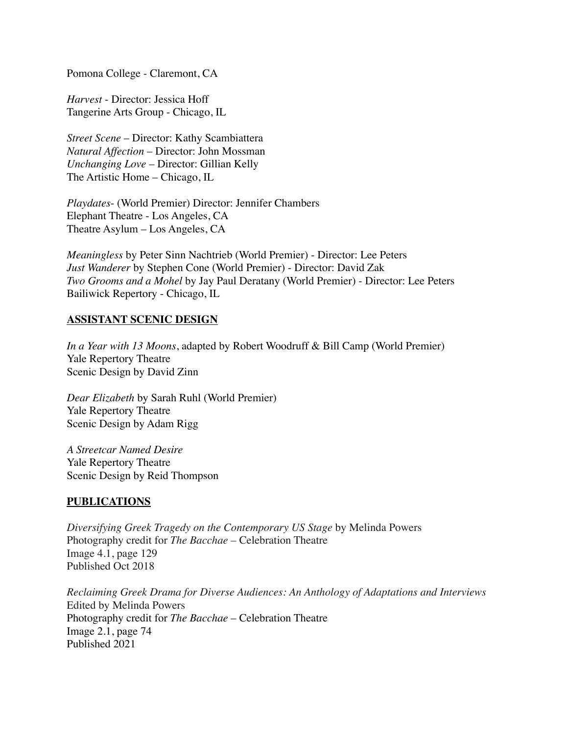Pomona College - Claremont, CA

*Harvest* - Director: Jessica Hoff
Tangerine Arts Group - Chicago, IL

*Street Scene* – Director: Kathy Scambiattera
*Natural Affection* – Director: John Mossman
*Unchanging Love* – Director: Gillian Kelly
The Artistic Home – Chicago, IL

*Playdates*- (World Premier) Director: Jennifer Chambers
Elephant Theatre - Los Angeles, CA
Theatre Asylum – Los Angeles, CA

*Meaningless* by Peter Sinn Nachtrieb (World Premier) - Director: Lee Peters
*Just Wanderer* by Stephen Cone (World Premier) - Director: David Zak
*Two Grooms and a Mohel* by Jay Paul Deratany (World Premier) - Director: Lee Peters
Bailiwick Repertory - Chicago, IL

## ASSISTANT SCENIC DESIGN

*In a Year with 13 Moons*, adapted by Robert Woodruff & Bill Camp (World Premier)
Yale Repertory Theatre
Scenic Design by David Zinn

*Dear Elizabeth* by Sarah Ruhl (World Premier)
Yale Repertory Theatre
Scenic Design by Adam Rigg

*A Streetcar Named Desire*
Yale Repertory Theatre
Scenic Design by Reid Thompson

## PUBLICATIONS

*Diversifying Greek Tragedy on the Contemporary US Stage* by Melinda Powers
Photography credit for *The Bacchae* – Celebration Theatre
Image 4.1, page 129
Published Oct 2018

*Reclaiming Greek Drama for Diverse Audiences: An Anthology of Adaptations and Interviews*
Edited by Melinda Powers
Photography credit for *The Bacchae* – Celebration Theatre
Image 2.1, page 74
Published 2021